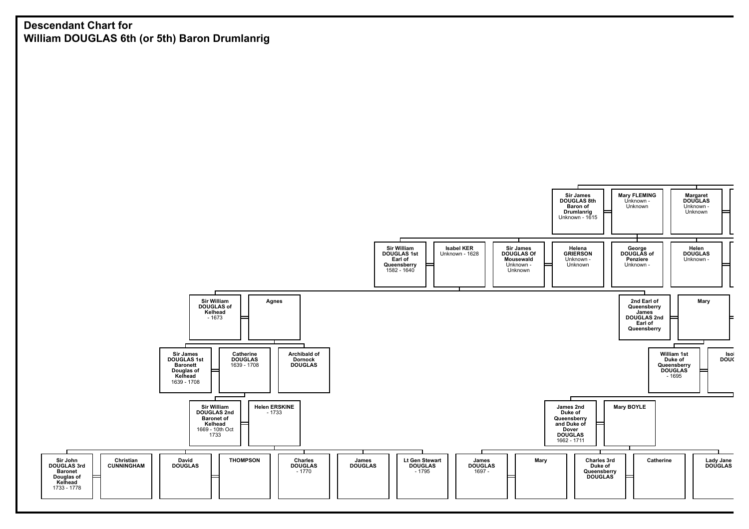# Descendant Chart for
# William DOUGLAS 6th (or 5th) Baron Drumlanrig

**Sir James DOUGLAS 8th Baron of Drumlanrig**
Unknown - 1615

**Mary FLEMING**
Unknown - Unknown

**Margaret DOUGLAS**
Unknown - Unknown

**Sir William DOUGLAS 1st Earl of Queensberry**
1582 - 1640

**Isabel KER**
Unknown - 1628

**Sir James DOUGLAS Of Mousewald**
Unknown - Unknown

**Helena GRIERSON**
Unknown - Unknown

**George DOUGLAS of Penziere**
Unknown -

**Helen DOUGLAS**
Unknown -

**Sir William DOUGLAS of Kelhead**
- 1673

**Agnes**

**2nd Earl of Queensberry James DOUGLAS 2nd Earl of Queensberry**

**Mary**

**Sir James DOUGLAS 1st Baronett Douglas of Kelhead**
1639 - 1708

**Catherine DOUGLAS**
1639 - 1708

**Archibald of Dornock DOUGLAS**

**William 1st Duke of Queensberry DOUGLAS**
- 1695

**Isol DOUG**

**Sir William DOUGLAS 2nd Baronet of Kelhead**
1669 - 10th Oct 1733

**Helen ERSKINE**
- 1733

**James 2nd Duke of Queensberry and Duke of Dover DOUGLAS**
1662 - 1711

**Mary BOYLE**

**Sir John DOUGLAS 3rd Baronet Douglas of Kelhead**
1733 - 1778

**Christian CUNNINGHAM**

**David DOUGLAS**

**THOMPSON**

**Charles DOUGLAS**
- 1770

**James DOUGLAS**

**Lt Gen Stewart DOUGLAS**
- 1795

**James DOUGLAS**
1697 -

**Mary**

**Charles 3rd Duke of Queensberry DOUGLAS**

**Catherine**

**Lady Jane DOUGLAS**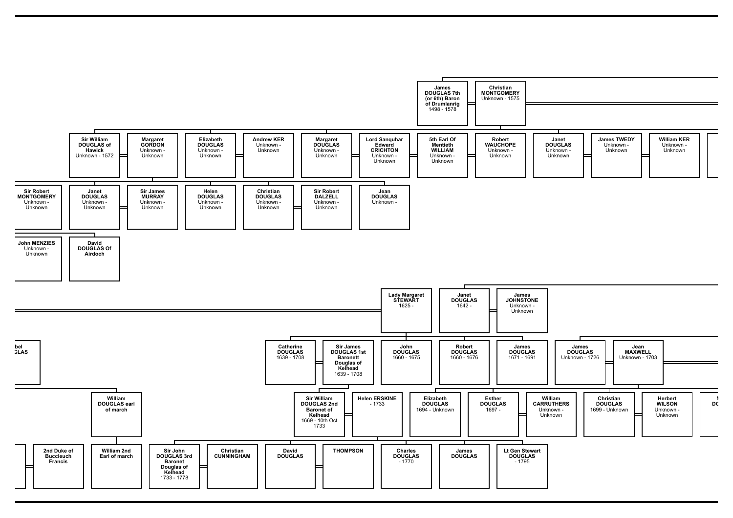**James DOUGLAS 7th (or 6th) Baron of Drumlanrig**
1498 - 1578

**Christian MONTGOMERY**
Unknown - 1575

**Sir William DOUGLAS of Hawick**
Unknown - 1572

**Margaret GORDON**
Unknown - Unknown

**Elizabeth DOUGLAS**
Unknown - Unknown

**Andrew KER**
Unknown - Unknown

**Margaret DOUGLAS**
Unknown - Unknown

**Lord Sanquhar Edward CRICHTON**
Unknown - Unknown

**5th Earl Of Mentieth WILLIAM**
Unknown - Unknown

**Robert WAUCHOPE**
Unknown - Unknown

**Janet DOUGLAS**
Unknown - Unknown

**James TWEDY**
Unknown - Unknown

**William KER**
Unknown - Unknown

**Sir Robert MONTGOMERY**
Unknown - Unknown

**Janet DOUGLAS**
Unknown - Unknown

**Sir James MURRAY**
Unknown - Unknown

**Helen DOUGLAS**
Unknown - Unknown

**Christian DOUGLAS**
Unknown - Unknown

**Sir Robert DALZELL**
Unknown - Unknown

**Jean DOUGLAS**
Unknown -

**John MENZIES**
Unknown - Unknown

**David DOUGLAS Of Airdoch**

**Lady Margaret STEWART**
1625 -

**Janet DOUGLAS**
1642 -

**James JOHNSTONE**
Unknown - Unknown

**...bel ...GLAS**

**Catherine DOUGLAS**
1639 - 1708

**Sir James DOUGLAS 1st Baronett Douglas of Kelhead**
1639 - 1708

**John DOUGLAS**
1660 - 1675

**Robert DOUGLAS**
1660 - 1676

**James DOUGLAS**
1671 - 1691

**James DOUGLAS**
Unknown - 1726

**Jean MAXWELL**
Unknown - 1703

**William DOUGLAS earl of march**

**Sir William DOUGLAS 2nd Baronet of Kelhead**
1669 - 10th Oct 1733

**Helen ERSKINE**
- 1733

**Elizabeth DOUGLAS**
1694 - Unknown

**Esther DOUGLAS**
1697 -

**William CARRUTHERS**
Unknown - Unknown

**Christian DOUGLAS**
1699 - Unknown

**Herbert WILSON**
Unknown - Unknown

**2nd Duke of Buccleuch Francis**

**William 2nd Earl of march**

**Sir John DOUGLAS 3rd Baronet Douglas of Kelhead**
1733 - 1778

**Christian CUNNINGHAM**

**David DOUGLAS**

**THOMPSON**

**Charles DOUGLAS**
- 1770

**James DOUGLAS**

**Lt Gen Stewart DOUGLAS**
- 1795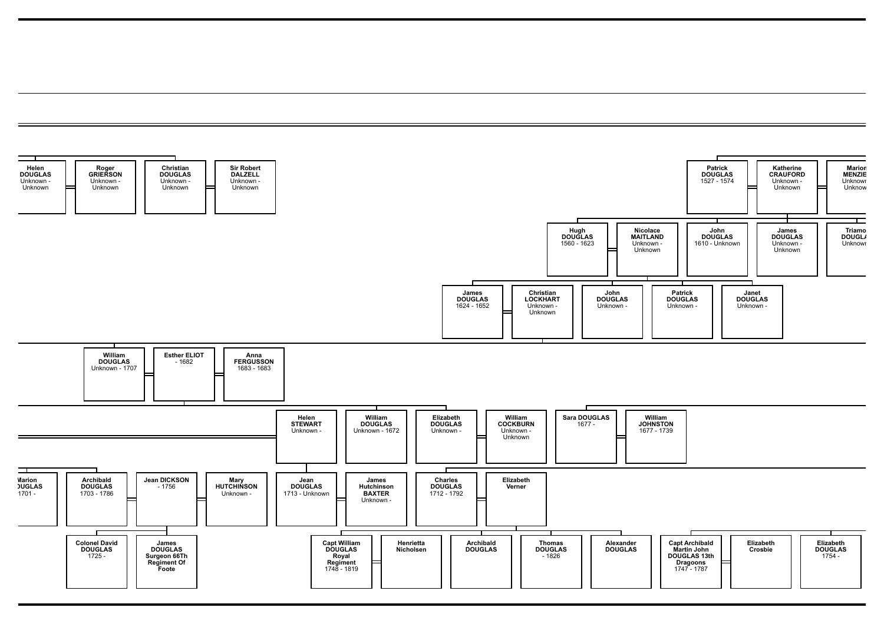Helen DOUGLAS
Unknown - Unknown

Roger GRIERSON
Unknown - Unknown

Christian DOUGLAS
Unknown - Unknown

Sir Robert DALZELL
Unknown - Unknown

Patrick DOUGLAS
1527 - 1574

Katherine CRAUFORD
Unknown - Unknown

Marion MENZIE
Unknown - Unknow

Hugh DOUGLAS
1560 - 1623

Nicolace MAITLAND
Unknown - Unknown

John DOUGLAS
1610 - Unknown

James DOUGLAS
Unknown - Unknown

Triamo DOUGLA
Unknown

James DOUGLAS
1624 - 1652

Christian LOCKHART
Unknown - Unknown

John DOUGLAS
Unknown -

Patrick DOUGLAS
Unknown -

Janet DOUGLAS
Unknown -

William DOUGLAS
Unknown - 1707

Esther ELIOT
- 1682

Anna FERGUSSON
1683 - 1683

Helen STEWART
Unknown -

William DOUGLAS
Unknown - 1672

Elizabeth DOUGLAS
Unknown -

William COCKBURN
Unknown - Unknown

Sara DOUGLAS
1677 -

William JOHNSTON
1677 - 1739

Marion DOUGLAS
1701 -

Archibald DOUGLAS
1703 - 1786

Jean DICKSON
- 1756

Mary HUTCHINSON
Unknown -

Jean DOUGLAS
1713 - Unknown

James Hutchinson BAXTER
Unknown -

Charles DOUGLAS
1712 - 1792

Elizabeth Verner

Colonel David DOUGLAS
1725 -

James DOUGLAS Surgeon 66Th Regiment Of Foote

Capt William DOUGLAS Royal Regiment
1748 - 1819

Henrietta Nicholsen

Archibald DOUGLAS

Thomas DOUGLAS
- 1826

Alexander DOUGLAS

Capt Archibald Martin John DOUGLAS 13th Dragoons
1747 - 1787

Elizabeth Crosbie

Elizabeth DOUGLAS
1754 -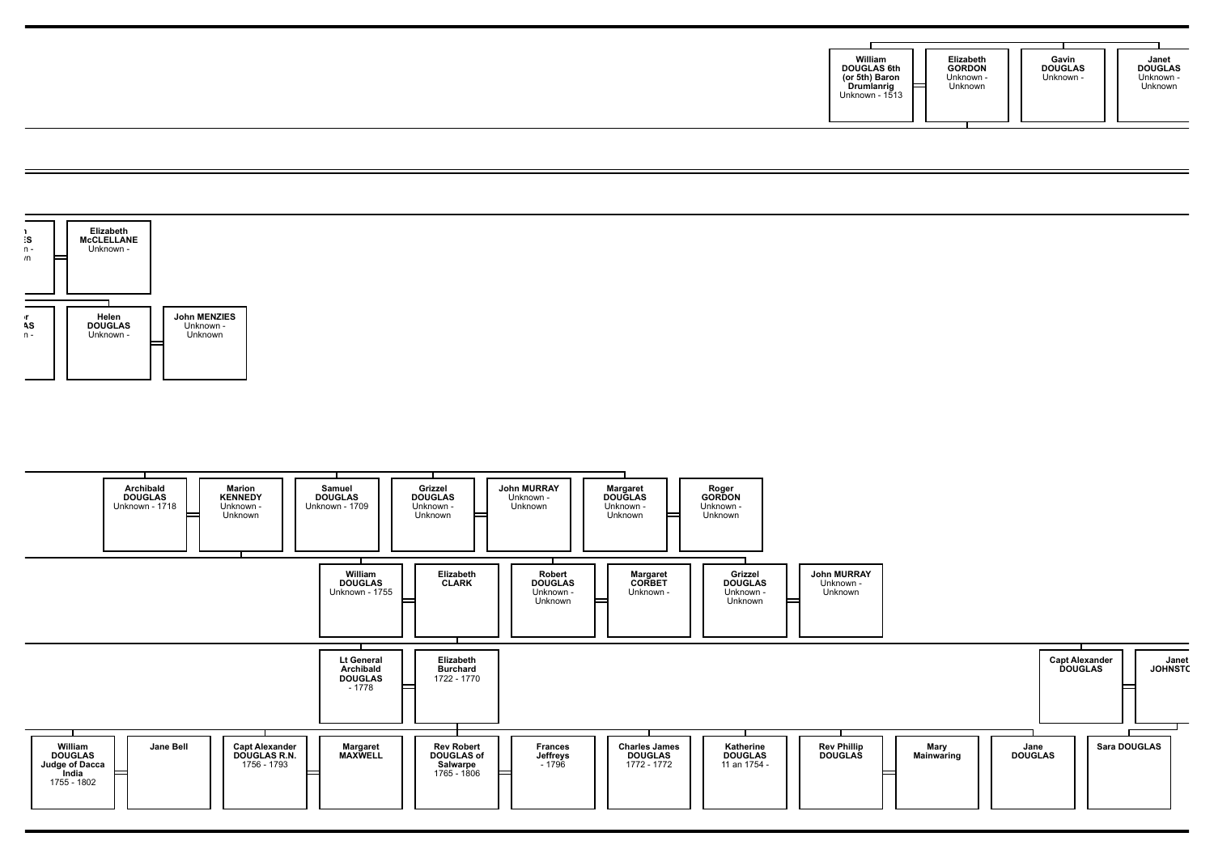William DOUGLAS 6th (or 5th) Baron Drumlanrig
Unknown - 1513

Elizabeth GORDON
Unknown - Unknown

Gavin DOUGLAS
Unknown -

Janet DOUGLAS
Unknown - Unknown

---

Elizabeth McCLELLANE
Unknown -

Helen DOUGLAS
Unknown -

John MENZIES
Unknown - Unknown

---

Archibald DOUGLAS
Unknown - 1718

Marion KENNEDY
Unknown - Unknown

Samuel DOUGLAS
Unknown - 1709

Grizzel DOUGLAS
Unknown - Unknown

John MURRAY
Unknown - Unknown

Margaret DOUGLAS
Unknown - Unknown

Roger GORDON
Unknown - Unknown

---

William DOUGLAS
Unknown - 1755

Elizabeth CLARK

Robert DOUGLAS
Unknown - Unknown

Margaret CORBET
Unknown -

Grizzel DOUGLAS
Unknown - Unknown

John MURRAY
Unknown - Unknown

---

Lt General Archibald DOUGLAS
- 1778

Elizabeth Burchard
1722 - 1770

Capt Alexander DOUGLAS

Janet JOHNSTO

---

William DOUGLAS Judge of Dacca India
1755 - 1802

Jane Bell

Capt Alexander DOUGLAS R.N.
1756 - 1793

Margaret MAXWELL

Rev Robert DOUGLAS of Salwarpe
1765 - 1806

Frances Jeffreys
- 1796

Charles James DOUGLAS
1772 - 1772

Katherine DOUGLAS
11 an 1754 -

Rev Phillip DOUGLAS

Mary Mainwaring

Jane DOUGLAS

Sara DOUGLAS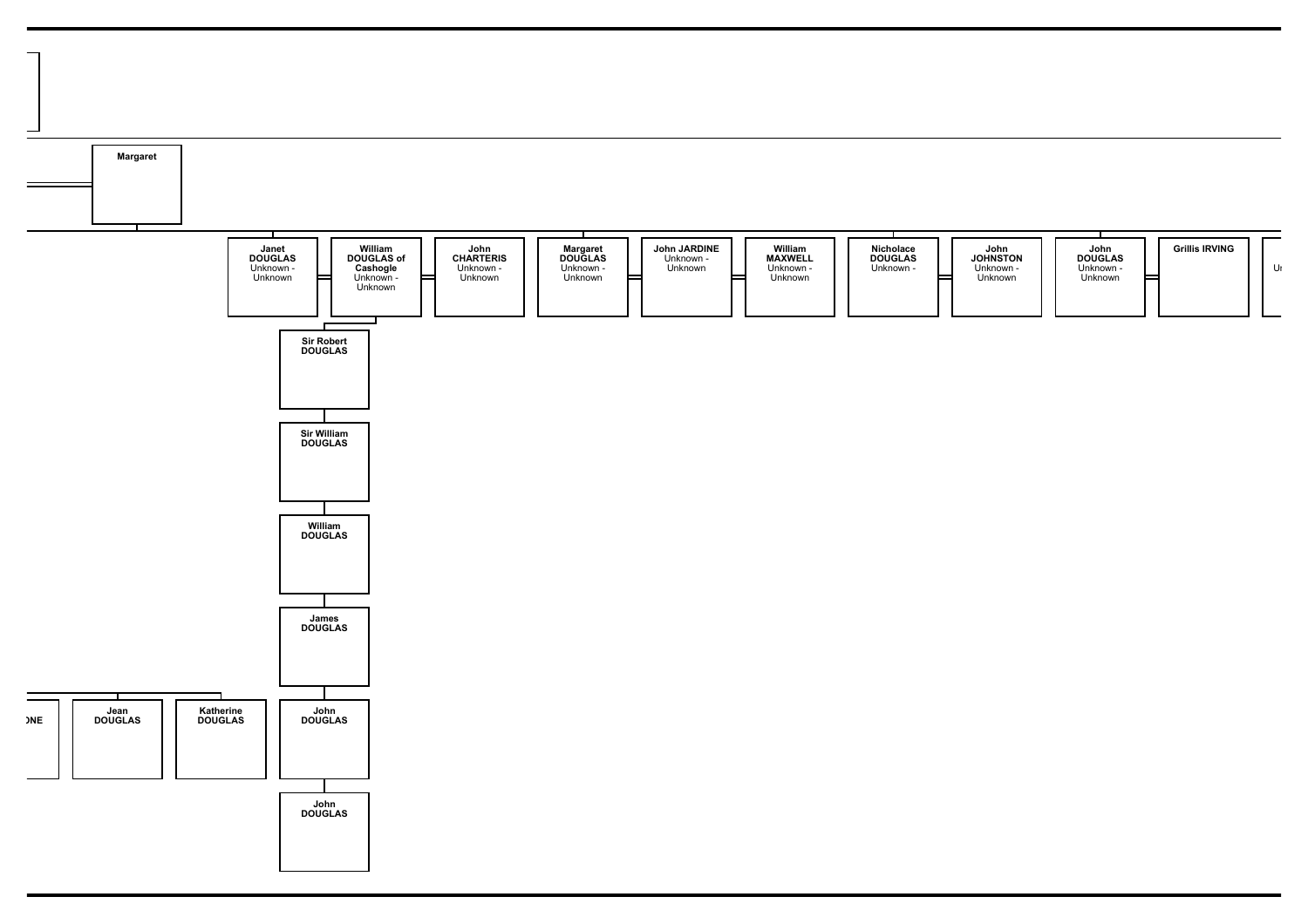Margaret

Janet DOUGLAS Unknown - Unknown

William DOUGLAS of Cashogle Unknown - Unknown

John CHARTERIS Unknown - Unknown

Margaret DOUGLAS Unknown - Unknown

John JARDINE Unknown - Unknown

William MAXWELL Unknown - Unknown

Nicholace DOUGLAS Unknown -

John JOHNSTON Unknown - Unknown

John DOUGLAS Unknown - Unknown

Grillis IRVING

Ur

Sir Robert DOUGLAS

Sir William DOUGLAS

William DOUGLAS

James DOUGLAS

ONE

Jean DOUGLAS

Katherine DOUGLAS

John DOUGLAS

John DOUGLAS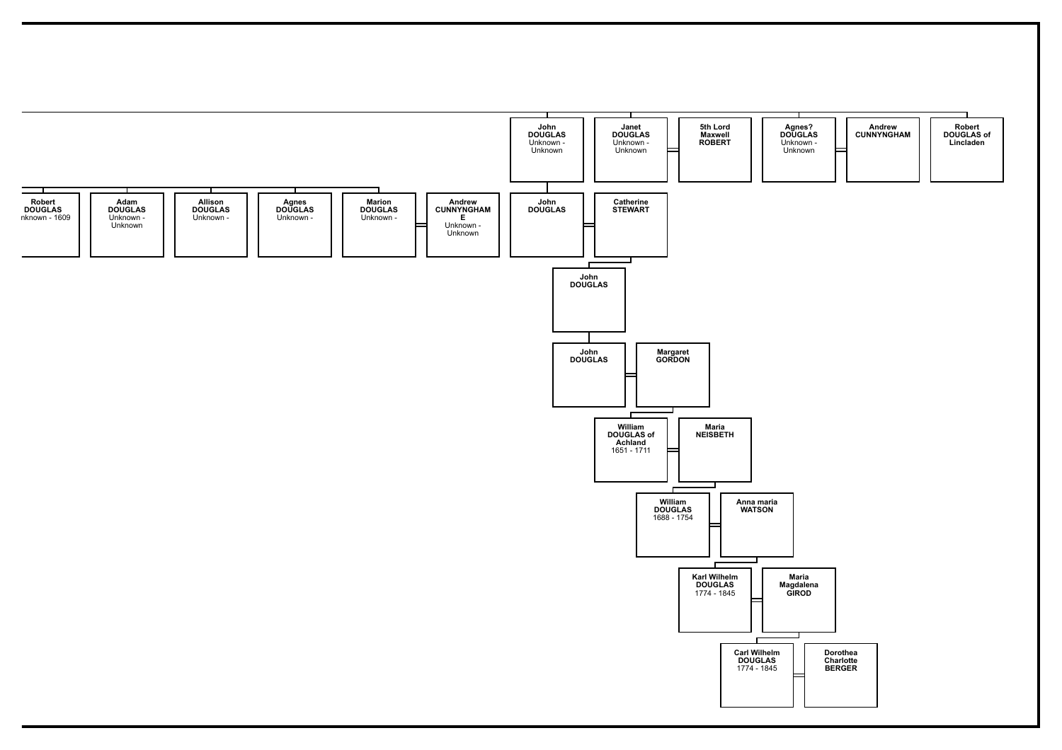John
DOUGLAS
Unknown -
Unknown

Janet
DOUGLAS
Unknown -
Unknown

5th Lord
Maxwell
ROBERT

Agnes?
DOUGLAS
Unknown -
Unknown

Andrew
CUNNYNGHAM

Robert
DOUGLAS of
Lincladen

Robert
DOUGLAS
nknown - 1609

Adam
DOUGLAS
Unknown -
Unknown

Allison
DOUGLAS
Unknown -

Agnes
DOUGLAS
Unknown -

Marion
DOUGLAS
Unknown -

Andrew
CUNNYNGHAM
E
Unknown -
Unknown

John
DOUGLAS

Catherine
STEWART

John
DOUGLAS

John
DOUGLAS

Margaret
GORDON

William
DOUGLAS of
Achland
1651 - 1711

Maria
NEISBETH

William
DOUGLAS
1688 - 1754

Anna maria
WATSON

Karl Wilhelm
DOUGLAS
1774 - 1845

Maria
Magdalena
GIROD

Carl Wilhelm
DOUGLAS
1774 - 1845

Dorothea
Charlotte
BERGER